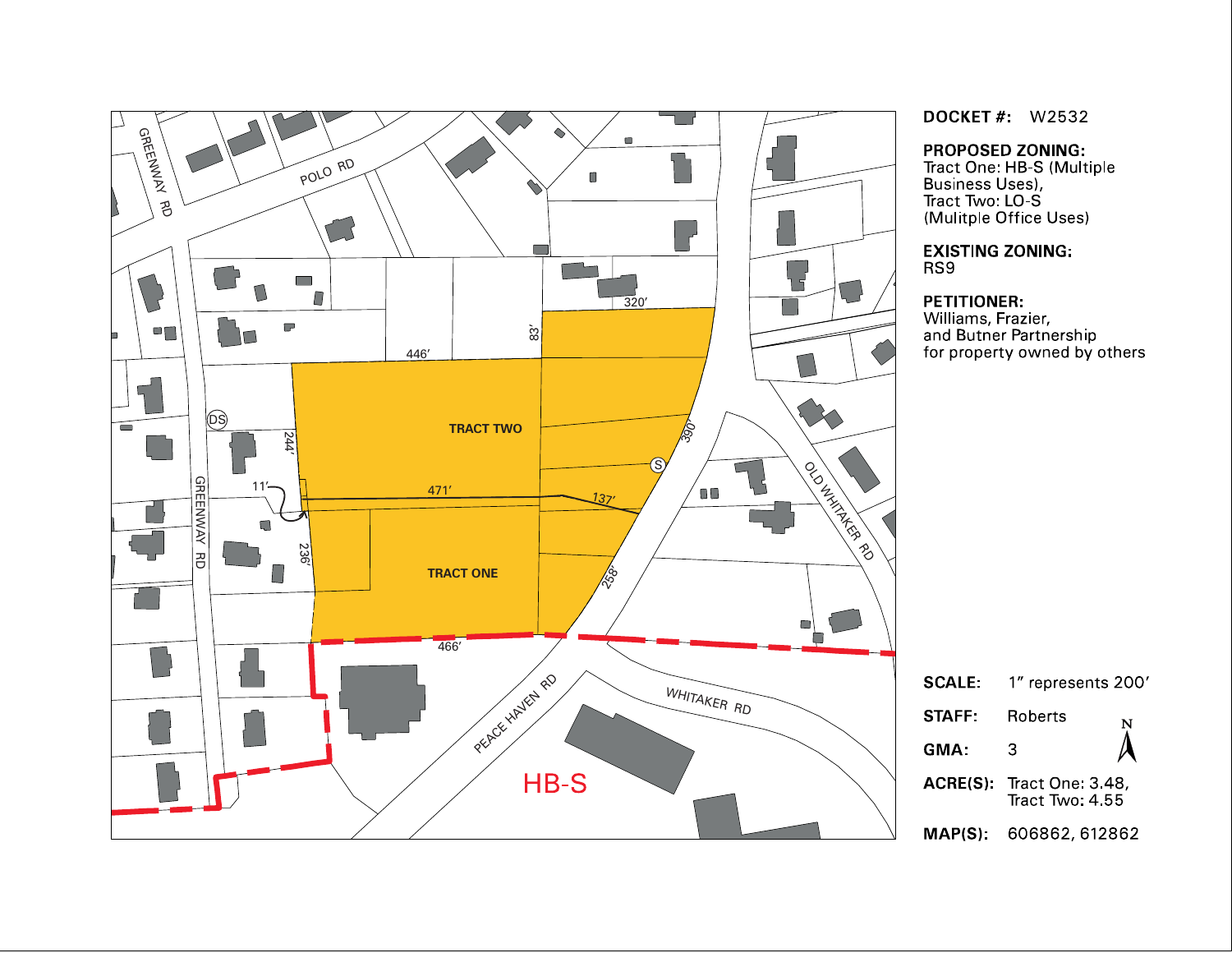**DOCKET #:** W2532

**PROPOSED ZONING:**
Tract One: HB-S (Multiple Business Uses),
Tract Two: LO-S (Mulitple Office Uses)

**EXISTING ZONING:**
RS9

**PETITIONER:**
Williams, Frazier, and Butner Partnership for property owned by others

**SCALE:** 1" represents 200'

**STAFF:** Roberts

**GMA:** 3

**ACRE(S):** Tract One: 3.48, Tract Two: 4.55

**MAP(S):** 606862, 612862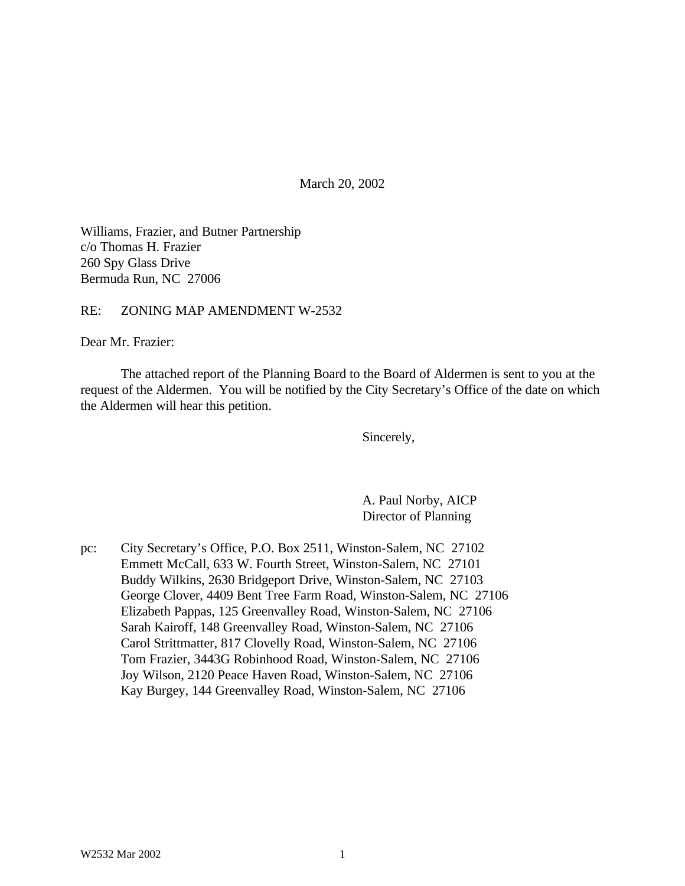March 20, 2002

Williams, Frazier, and Butner Partnership
c/o Thomas H. Frazier
260 Spy Glass Drive
Bermuda Run, NC  27006

RE:  ZONING MAP AMENDMENT W-2532

Dear Mr. Frazier:

The attached report of the Planning Board to the Board of Aldermen is sent to you at the request of the Aldermen.  You will be notified by the City Secretary's Office of the date on which the Aldermen will hear this petition.

Sincerely,

A. Paul Norby, AICP
Director of Planning

pc:
City Secretary's Office, P.O. Box 2511, Winston-Salem, NC  27102
Emmett McCall, 633 W. Fourth Street, Winston-Salem, NC  27101
Buddy Wilkins, 2630 Bridgeport Drive, Winston-Salem, NC  27103
George Clover, 4409 Bent Tree Farm Road, Winston-Salem, NC  27106
Elizabeth Pappas, 125 Greenvalley Road, Winston-Salem, NC  27106
Sarah Kairoff, 148 Greenvalley Road, Winston-Salem, NC  27106
Carol Strittmatter, 817 Clovelly Road, Winston-Salem, NC  27106
Tom Frazier, 3443G Robinhood Road, Winston-Salem, NC  27106
Joy Wilson, 2120 Peace Haven Road, Winston-Salem, NC  27106
Kay Burgey, 144 Greenvalley Road, Winston-Salem, NC  27106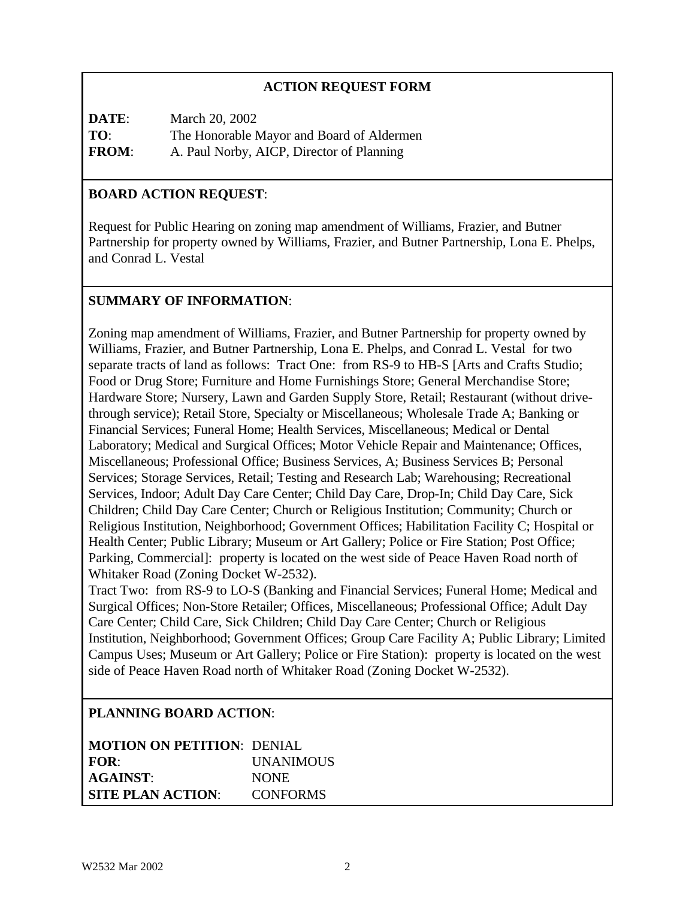## ACTION REQUEST FORM

**DATE**: March 20, 2002
**TO**: The Honorable Mayor and Board of Aldermen
**FROM**: A. Paul Norby, AICP, Director of Planning

**BOARD ACTION REQUEST**:

Request for Public Hearing on zoning map amendment of Williams, Frazier, and Butner Partnership for property owned by Williams, Frazier, and Butner Partnership, Lona E. Phelps, and Conrad L. Vestal

**SUMMARY OF INFORMATION**:

Zoning map amendment of Williams, Frazier, and Butner Partnership for property owned by Williams, Frazier, and Butner Partnership, Lona E. Phelps, and Conrad L. Vestal for two separate tracts of land as follows: Tract One: from RS-9 to HB-S [Arts and Crafts Studio; Food or Drug Store; Furniture and Home Furnishings Store; General Merchandise Store; Hardware Store; Nursery, Lawn and Garden Supply Store, Retail; Restaurant (without drive-through service); Retail Store, Specialty or Miscellaneous; Wholesale Trade A; Banking or Financial Services; Funeral Home; Health Services, Miscellaneous; Medical or Dental Laboratory; Medical and Surgical Offices; Motor Vehicle Repair and Maintenance; Offices, Miscellaneous; Professional Office; Business Services, A; Business Services B; Personal Services; Storage Services, Retail; Testing and Research Lab; Warehousing; Recreational Services, Indoor; Adult Day Care Center; Child Day Care, Drop-In; Child Day Care, Sick Children; Child Day Care Center; Church or Religious Institution; Community; Church or Religious Institution, Neighborhood; Government Offices; Habilitation Facility C; Hospital or Health Center; Public Library; Museum or Art Gallery; Police or Fire Station; Post Office; Parking, Commercial]: property is located on the west side of Peace Haven Road north of Whitaker Road (Zoning Docket W-2532).

Tract Two: from RS-9 to LO-S (Banking and Financial Services; Funeral Home; Medical and Surgical Offices; Non-Store Retailer; Offices, Miscellaneous; Professional Office; Adult Day Care Center; Child Care, Sick Children; Child Day Care Center; Church or Religious Institution, Neighborhood; Government Offices; Group Care Facility A; Public Library; Limited Campus Uses; Museum or Art Gallery; Police or Fire Station): property is located on the west side of Peace Haven Road north of Whitaker Road (Zoning Docket W-2532).

**PLANNING BOARD ACTION**:

**MOTION ON PETITION**: DENIAL
**FOR**: UNANIMOUS
**AGAINST**: NONE
**SITE PLAN ACTION**: CONFORMS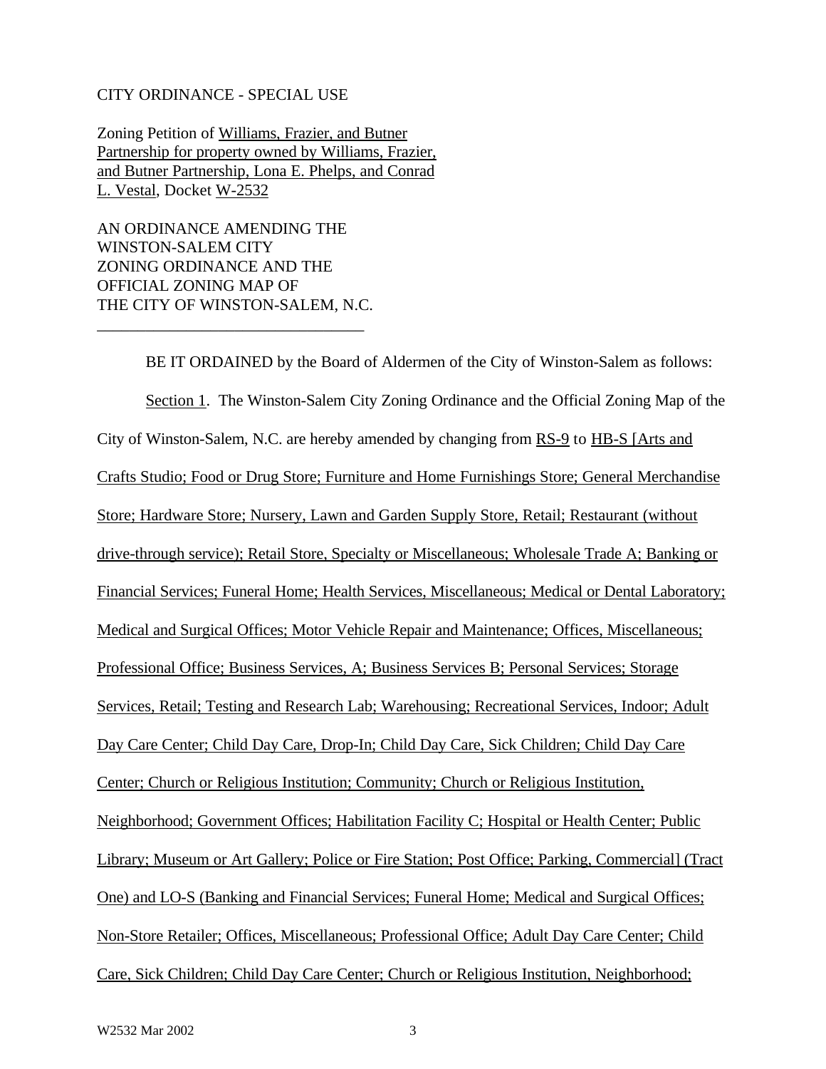CITY ORDINANCE - SPECIAL USE

Zoning Petition of Williams, Frazier, and Butner Partnership for property owned by Williams, Frazier, and Butner Partnership, Lona E. Phelps, and Conrad L. Vestal, Docket W-2532

AN ORDINANCE AMENDING THE WINSTON-SALEM CITY ZONING ORDINANCE AND THE OFFICIAL ZONING MAP OF THE CITY OF WINSTON-SALEM, N.C.

---

BE IT ORDAINED by the Board of Aldermen of the City of Winston-Salem as follows:

Section 1. The Winston-Salem City Zoning Ordinance and the Official Zoning Map of the City of Winston-Salem, N.C. are hereby amended by changing from RS-9 to HB-S [Arts and Crafts Studio; Food or Drug Store; Furniture and Home Furnishings Store; General Merchandise Store; Hardware Store; Nursery, Lawn and Garden Supply Store, Retail; Restaurant (without drive-through service); Retail Store, Specialty or Miscellaneous; Wholesale Trade A; Banking or Financial Services; Funeral Home; Health Services, Miscellaneous; Medical or Dental Laboratory; Medical and Surgical Offices; Motor Vehicle Repair and Maintenance; Offices, Miscellaneous; Professional Office; Business Services, A; Business Services B; Personal Services; Storage Services, Retail; Testing and Research Lab; Warehousing; Recreational Services, Indoor; Adult Day Care Center; Child Day Care, Drop-In; Child Day Care, Sick Children; Child Day Care Center; Church or Religious Institution; Community; Church or Religious Institution, Neighborhood; Government Offices; Habilitation Facility C; Hospital or Health Center; Public Library; Museum or Art Gallery; Police or Fire Station; Post Office; Parking, Commercial] (Tract One) and LO-S (Banking and Financial Services; Funeral Home; Medical and Surgical Offices; Non-Store Retailer; Offices, Miscellaneous; Professional Office; Adult Day Care Center; Child Care, Sick Children; Child Day Care Center; Church or Religious Institution, Neighborhood;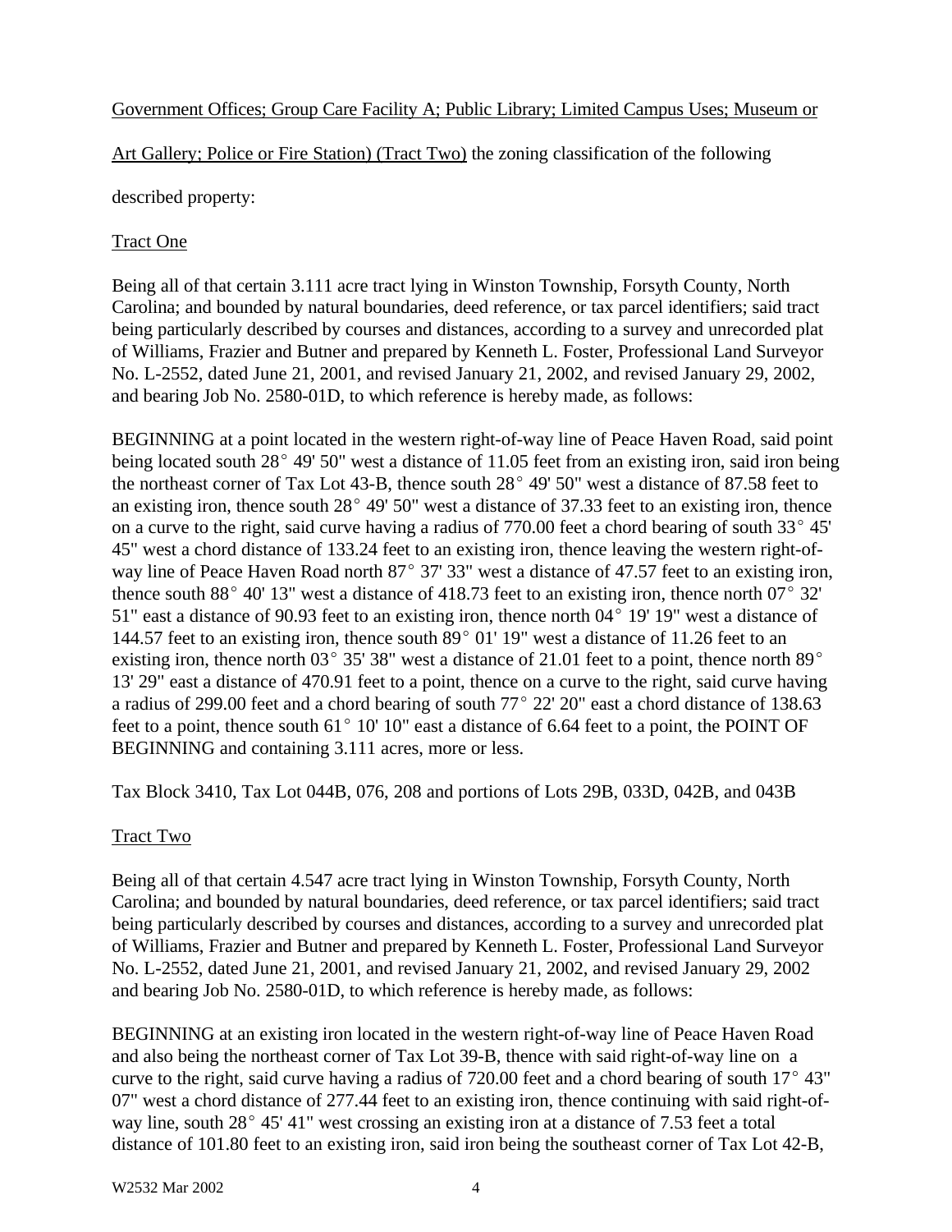<u>Government Offices; Group Care Facility A; Public Library; Limited Campus Uses; Museum or Art Gallery; Police or Fire Station) (Tract Two)</u> the zoning classification of the following described property:

<u>Tract One</u>

Being all of that certain 3.111 acre tract lying in Winston Township, Forsyth County, North Carolina; and bounded by natural boundaries, deed reference, or tax parcel identifiers; said tract being particularly described by courses and distances, according to a survey and unrecorded plat of Williams, Frazier and Butner and prepared by Kenneth L. Foster, Professional Land Surveyor No. L-2552, dated June 21, 2001, and revised January 21, 2002, and revised January 29, 2002, and bearing Job No. 2580-01D, to which reference is hereby made, as follows:

BEGINNING at a point located in the western right-of-way line of Peace Haven Road, said point being located south 28° 49' 50" west a distance of 11.05 feet from an existing iron, said iron being the northeast corner of Tax Lot 43-B, thence south 28° 49' 50" west a distance of 87.58 feet to an existing iron, thence south 28° 49' 50" west a distance of 37.33 feet to an existing iron, thence on a curve to the right, said curve having a radius of 770.00 feet a chord bearing of south 33° 45' 45" west a chord distance of 133.24 feet to an existing iron, thence leaving the western right-of-way line of Peace Haven Road north 87° 37' 33" west a distance of 47.57 feet to an existing iron, thence south 88° 40' 13" west a distance of 418.73 feet to an existing iron, thence north 07° 32' 51" east a distance of 90.93 feet to an existing iron, thence north 04° 19' 19" west a distance of 144.57 feet to an existing iron, thence south 89° 01' 19" west a distance of 11.26 feet to an existing iron, thence north 03° 35' 38" west a distance of 21.01 feet to a point, thence north 89° 13' 29" east a distance of 470.91 feet to a point, thence on a curve to the right, said curve having a radius of 299.00 feet and a chord bearing of south 77° 22' 20" east a chord distance of 138.63 feet to a point, thence south 61° 10' 10" east a distance of 6.64 feet to a point, the POINT OF BEGINNING and containing 3.111 acres, more or less.

Tax Block 3410, Tax Lot 044B, 076, 208 and portions of Lots 29B, 033D, 042B, and 043B

<u>Tract Two</u>

Being all of that certain 4.547 acre tract lying in Winston Township, Forsyth County, North Carolina; and bounded by natural boundaries, deed reference, or tax parcel identifiers; said tract being particularly described by courses and distances, according to a survey and unrecorded plat of Williams, Frazier and Butner and prepared by Kenneth L. Foster, Professional Land Surveyor No. L-2552, dated June 21, 2001, and revised January 21, 2002, and revised January 29, 2002 and bearing Job No. 2580-01D, to which reference is hereby made, as follows:

BEGINNING at an existing iron located in the western right-of-way line of Peace Haven Road and also being the northeast corner of Tax Lot 39-B, thence with said right-of-way line on a curve to the right, said curve having a radius of 720.00 feet and a chord bearing of south 17° 43" 07" west a chord distance of 277.44 feet to an existing iron, thence continuing with said right-of-way line, south 28° 45' 41" west crossing an existing iron at a distance of 7.53 feet a total distance of 101.80 feet to an existing iron, said iron being the southeast corner of Tax Lot 42-B,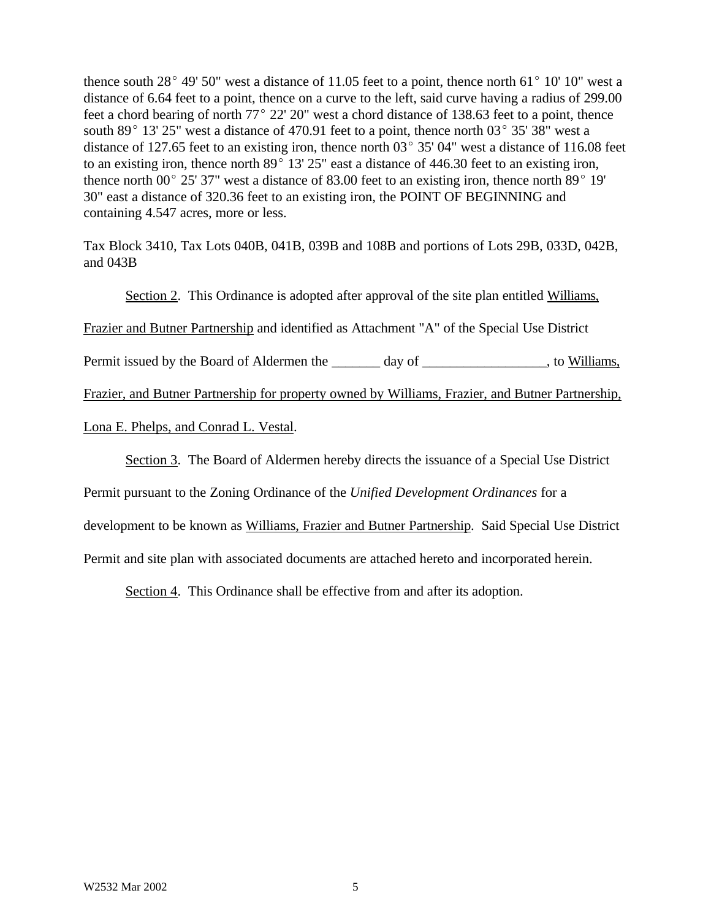thence south 28° 49' 50" west a distance of 11.05 feet to a point, thence north 61° 10' 10" west a distance of 6.64 feet to a point, thence on a curve to the left, said curve having a radius of 299.00 feet a chord bearing of north 77° 22' 20" west a chord distance of 138.63 feet to a point, thence south 89° 13' 25" west a distance of 470.91 feet to a point, thence north 03° 35' 38" west a distance of 127.65 feet to an existing iron, thence north 03° 35' 04" west a distance of 116.08 feet to an existing iron, thence north 89° 13' 25" east a distance of 446.30 feet to an existing iron, thence north 00° 25' 37" west a distance of 83.00 feet to an existing iron, thence north 89° 19' 30" east a distance of 320.36 feet to an existing iron, the POINT OF BEGINNING and containing 4.547 acres, more or less.

Tax Block 3410, Tax Lots 040B, 041B, 039B and 108B and portions of Lots 29B, 033D, 042B, and 043B

Section 2. This Ordinance is adopted after approval of the site plan entitled Williams, Frazier and Butner Partnership and identified as Attachment "A" of the Special Use District Permit issued by the Board of Aldermen the _______ day of __________________, to Williams, Frazier, and Butner Partnership for property owned by Williams, Frazier, and Butner Partnership, Lona E. Phelps, and Conrad L. Vestal.

Section 3. The Board of Aldermen hereby directs the issuance of a Special Use District Permit pursuant to the Zoning Ordinance of the *Unified Development Ordinances* for a development to be known as Williams, Frazier and Butner Partnership. Said Special Use District Permit and site plan with associated documents are attached hereto and incorporated herein.

Section 4. This Ordinance shall be effective from and after its adoption.

W2532 Mar 2002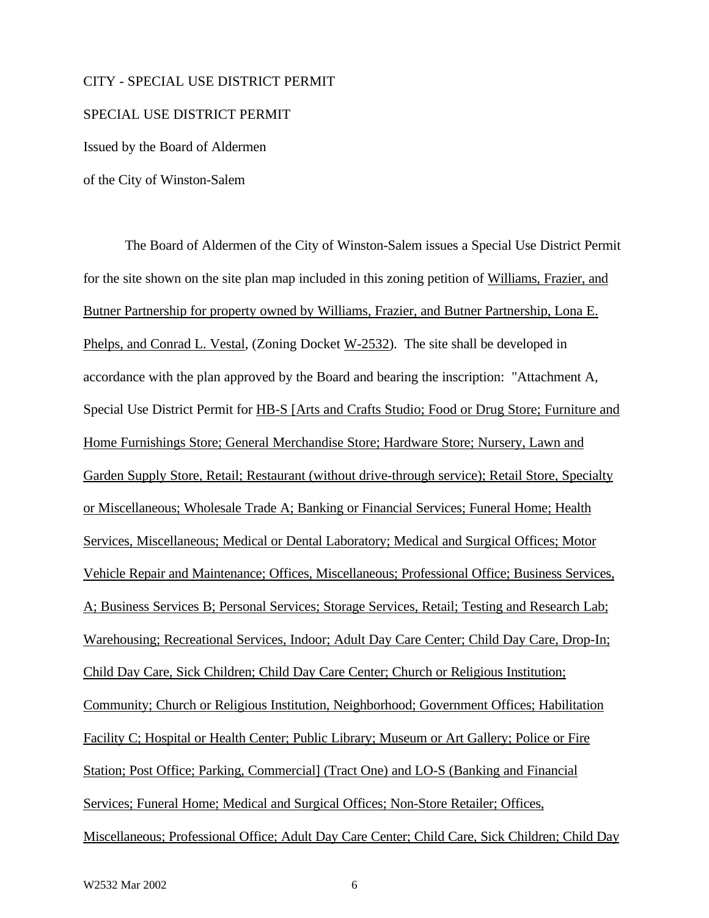CITY - SPECIAL USE DISTRICT PERMIT

SPECIAL USE DISTRICT PERMIT

Issued by the Board of Aldermen

of the City of Winston-Salem

The Board of Aldermen of the City of Winston-Salem issues a Special Use District Permit for the site shown on the site plan map included in this zoning petition of Williams, Frazier, and Butner Partnership for property owned by Williams, Frazier, and Butner Partnership, Lona E. Phelps, and Conrad L. Vestal, (Zoning Docket W-2532). The site shall be developed in accordance with the plan approved by the Board and bearing the inscription: "Attachment A, Special Use District Permit for HB-S [Arts and Crafts Studio; Food or Drug Store; Furniture and Home Furnishings Store; General Merchandise Store; Hardware Store; Nursery, Lawn and Garden Supply Store, Retail; Restaurant (without drive-through service); Retail Store, Specialty or Miscellaneous; Wholesale Trade A; Banking or Financial Services; Funeral Home; Health Services, Miscellaneous; Medical or Dental Laboratory; Medical and Surgical Offices; Motor Vehicle Repair and Maintenance; Offices, Miscellaneous; Professional Office; Business Services, A; Business Services B; Personal Services; Storage Services, Retail; Testing and Research Lab; Warehousing; Recreational Services, Indoor; Adult Day Care Center; Child Day Care, Drop-In; Child Day Care, Sick Children; Child Day Care Center; Church or Religious Institution; Community; Church or Religious Institution, Neighborhood; Government Offices; Habilitation Facility C; Hospital or Health Center; Public Library; Museum or Art Gallery; Police or Fire Station; Post Office; Parking, Commercial] (Tract One) and LO-S (Banking and Financial Services; Funeral Home; Medical and Surgical Offices; Non-Store Retailer; Offices, Miscellaneous; Professional Office; Adult Day Care Center; Child Care, Sick Children; Child Day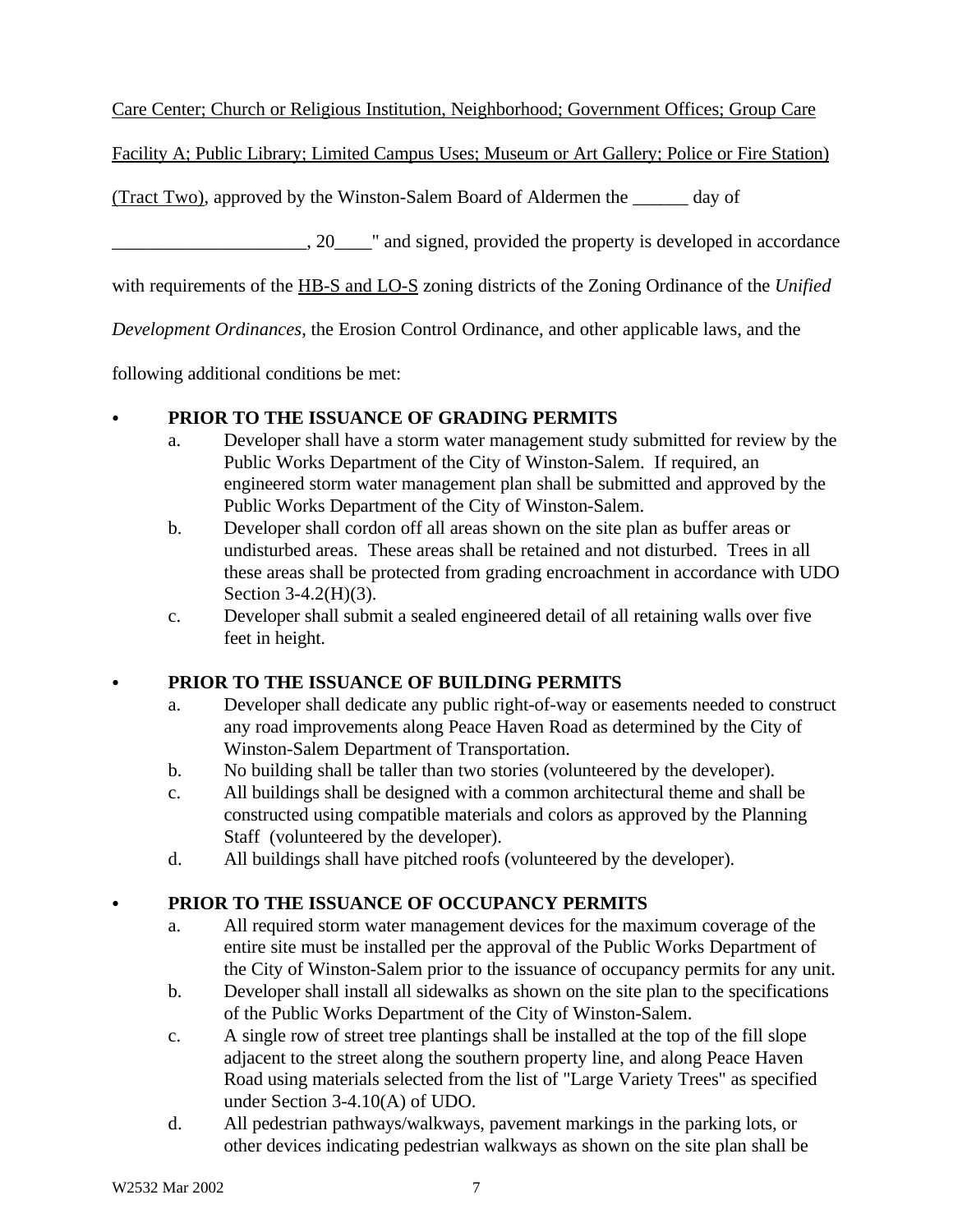<u>Care Center; Church or Religious Institution, Neighborhood; Government Offices; Group Care Facility A; Public Library; Limited Campus Uses; Museum or Art Gallery; Police or Fire Station) (Tract Two)</u>, approved by the Winston-Salem Board of Aldermen the ______ day of _____________________, 20____" and signed, provided the property is developed in accordance with requirements of the <u>HB-S and LO-S</u> zoning districts of the Zoning Ordinance of the *Unified Development Ordinances*, the Erosion Control Ordinance, and other applicable laws, and the following additional conditions be met:

- **PRIOR TO THE ISSUANCE OF GRADING PERMITS**
  - a. Developer shall have a storm water management study submitted for review by the Public Works Department of the City of Winston-Salem. If required, an engineered storm water management plan shall be submitted and approved by the Public Works Department of the City of Winston-Salem.
  - b. Developer shall cordon off all areas shown on the site plan as buffer areas or undisturbed areas. These areas shall be retained and not disturbed. Trees in all these areas shall be protected from grading encroachment in accordance with UDO Section 3-4.2(H)(3).
  - c. Developer shall submit a sealed engineered detail of all retaining walls over five feet in height.

- **PRIOR TO THE ISSUANCE OF BUILDING PERMITS**
  - a. Developer shall dedicate any public right-of-way or easements needed to construct any road improvements along Peace Haven Road as determined by the City of Winston-Salem Department of Transportation.
  - b. No building shall be taller than two stories (volunteered by the developer).
  - c. All buildings shall be designed with a common architectural theme and shall be constructed using compatible materials and colors as approved by the Planning Staff (volunteered by the developer).
  - d. All buildings shall have pitched roofs (volunteered by the developer).

- **PRIOR TO THE ISSUANCE OF OCCUPANCY PERMITS**
  - a. All required storm water management devices for the maximum coverage of the entire site must be installed per the approval of the Public Works Department of the City of Winston-Salem prior to the issuance of occupancy permits for any unit.
  - b. Developer shall install all sidewalks as shown on the site plan to the specifications of the Public Works Department of the City of Winston-Salem.
  - c. A single row of street tree plantings shall be installed at the top of the fill slope adjacent to the street along the southern property line, and along Peace Haven Road using materials selected from the list of "Large Variety Trees" as specified under Section 3-4.10(A) of UDO.
  - d. All pedestrian pathways/walkways, pavement markings in the parking lots, or other devices indicating pedestrian walkways as shown on the site plan shall be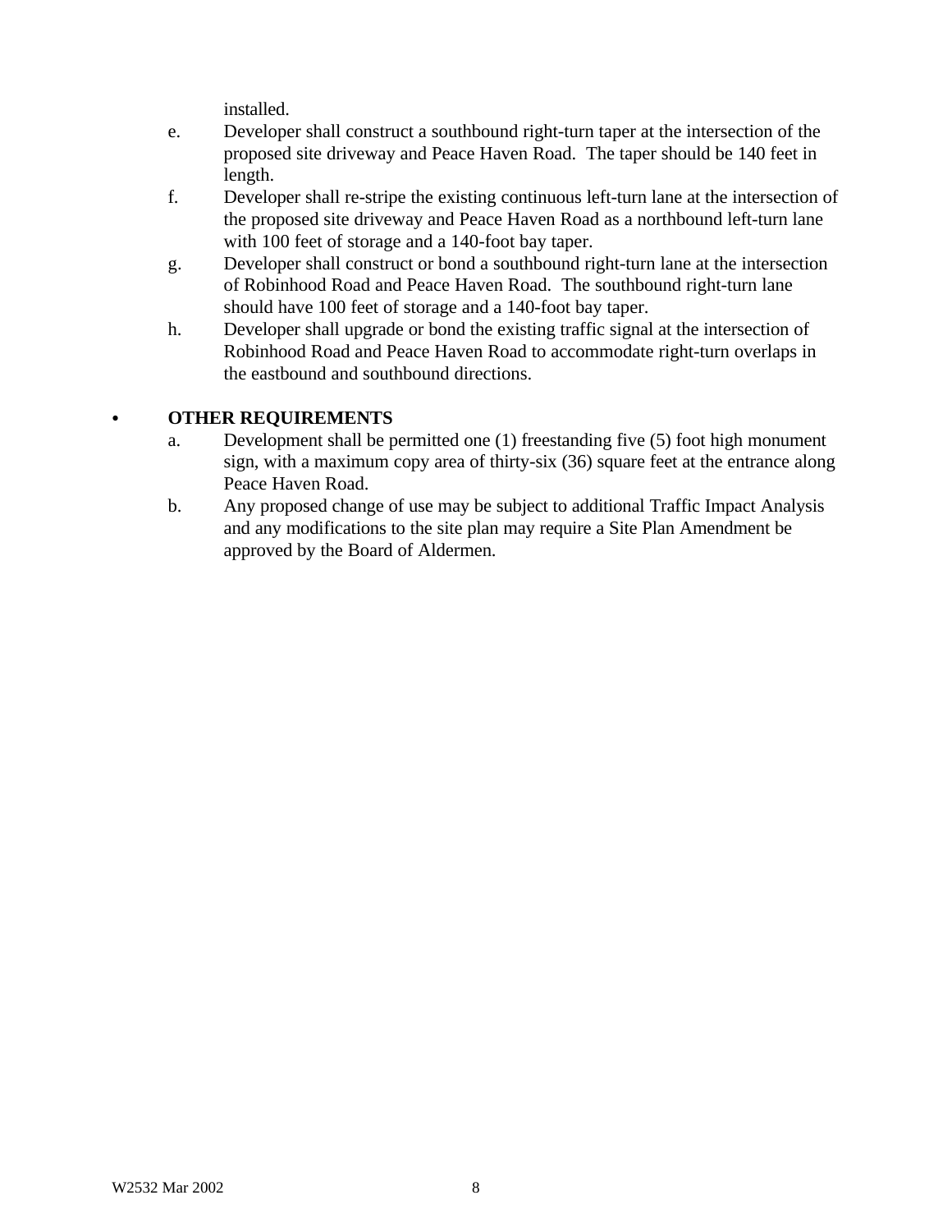installed.

e. Developer shall construct a southbound right-turn taper at the intersection of the proposed site driveway and Peace Haven Road. The taper should be 140 feet in length.

f. Developer shall re-stripe the existing continuous left-turn lane at the intersection of the proposed site driveway and Peace Haven Road as a northbound left-turn lane with 100 feet of storage and a 140-foot bay taper.

g. Developer shall construct or bond a southbound right-turn lane at the intersection of Robinhood Road and Peace Haven Road. The southbound right-turn lane should have 100 feet of storage and a 140-foot bay taper.

h. Developer shall upgrade or bond the existing traffic signal at the intersection of Robinhood Road and Peace Haven Road to accommodate right-turn overlaps in the eastbound and southbound directions.

- **OTHER REQUIREMENTS**

  a. Development shall be permitted one (1) freestanding five (5) foot high monument sign, with a maximum copy area of thirty-six (36) square feet at the entrance along Peace Haven Road.

  b. Any proposed change of use may be subject to additional Traffic Impact Analysis and any modifications to the site plan may require a Site Plan Amendment be approved by the Board of Aldermen.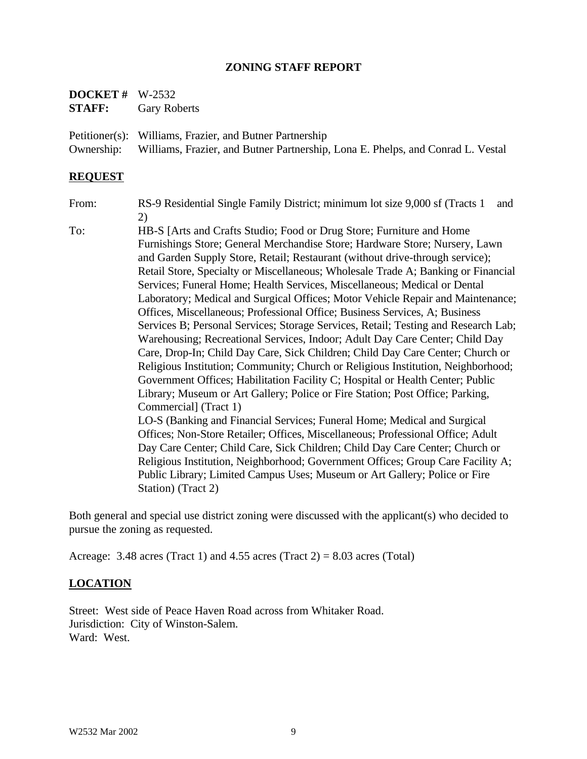**ZONING STAFF REPORT**

**DOCKET #** W-2532
**STAFF:** Gary Roberts

Petitioner(s): Williams, Frazier, and Butner Partnership
Ownership: Williams, Frazier, and Butner Partnership, Lona E. Phelps, and Conrad L. Vestal

## REQUEST

From: RS-9 Residential Single Family District; minimum lot size 9,000 sf (Tracts 1 and 2)

To: HB-S [Arts and Crafts Studio; Food or Drug Store; Furniture and Home Furnishings Store; General Merchandise Store; Hardware Store; Nursery, Lawn and Garden Supply Store, Retail; Restaurant (without drive-through service); Retail Store, Specialty or Miscellaneous; Wholesale Trade A; Banking or Financial Services; Funeral Home; Health Services, Miscellaneous; Medical or Dental Laboratory; Medical and Surgical Offices; Motor Vehicle Repair and Maintenance; Offices, Miscellaneous; Professional Office; Business Services, A; Business Services B; Personal Services; Storage Services, Retail; Testing and Research Lab; Warehousing; Recreational Services, Indoor; Adult Day Care Center; Child Day Care, Drop-In; Child Day Care, Sick Children; Child Day Care Center; Church or Religious Institution; Community; Church or Religious Institution, Neighborhood; Government Offices; Habilitation Facility C; Hospital or Health Center; Public Library; Museum or Art Gallery; Police or Fire Station; Post Office; Parking, Commercial] (Tract 1)
LO-S (Banking and Financial Services; Funeral Home; Medical and Surgical Offices; Non-Store Retailer; Offices, Miscellaneous; Professional Office; Adult Day Care Center; Child Care, Sick Children; Child Day Care Center; Church or Religious Institution, Neighborhood; Government Offices; Group Care Facility A; Public Library; Limited Campus Uses; Museum or Art Gallery; Police or Fire Station) (Tract 2)

Both general and special use district zoning were discussed with the applicant(s) who decided to pursue the zoning as requested.

Acreage: 3.48 acres (Tract 1) and 4.55 acres (Tract 2) = 8.03 acres (Total)

## LOCATION

Street: West side of Peace Haven Road across from Whitaker Road.
Jurisdiction: City of Winston-Salem.
Ward: West.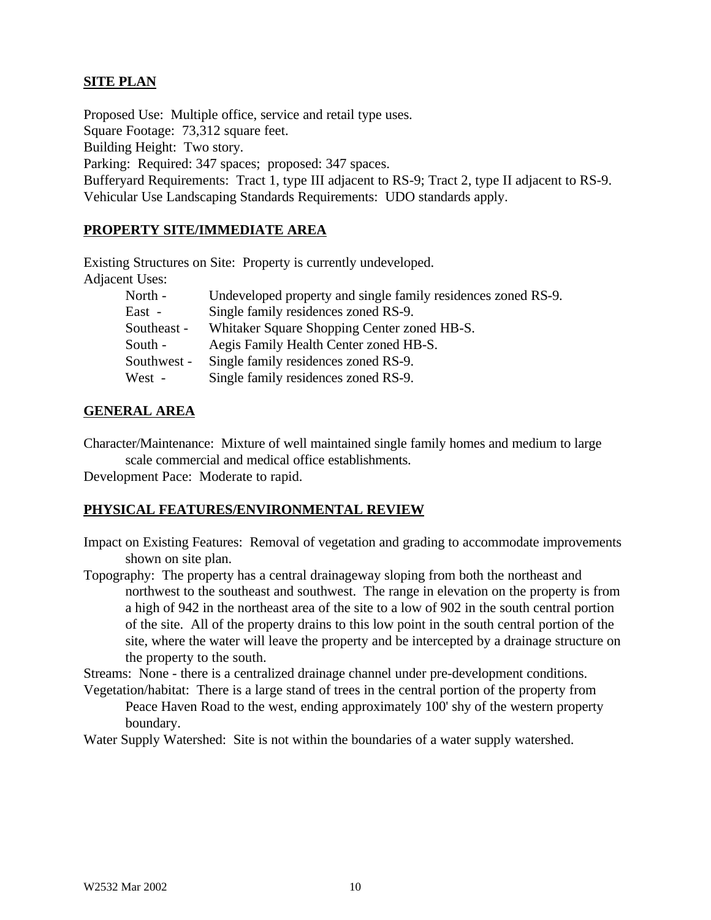## SITE PLAN

Proposed Use: Multiple office, service and retail type uses.
Square Footage: 73,312 square feet.
Building Height: Two story.
Parking: Required: 347 spaces; proposed: 347 spaces.
Bufferyard Requirements: Tract 1, type III adjacent to RS-9; Tract 2, type II adjacent to RS-9.
Vehicular Use Landscaping Standards Requirements: UDO standards apply.

## PROPERTY SITE/IMMEDIATE AREA

Existing Structures on Site: Property is currently undeveloped.
Adjacent Uses:

| | |
|---|---|
| North - | Undeveloped property and single family residences zoned RS-9. |
| East - | Single family residences zoned RS-9. |
| Southeast - | Whitaker Square Shopping Center zoned HB-S. |
| South - | Aegis Family Health Center zoned HB-S. |
| Southwest - | Single family residences zoned RS-9. |
| West - | Single family residences zoned RS-9. |

## GENERAL AREA

Character/Maintenance: Mixture of well maintained single family homes and medium to large scale commercial and medical office establishments.
Development Pace: Moderate to rapid.

## PHYSICAL FEATURES/ENVIRONMENTAL REVIEW

Impact on Existing Features: Removal of vegetation and grading to accommodate improvements shown on site plan.
Topography: The property has a central drainageway sloping from both the northeast and northwest to the southeast and southwest. The range in elevation on the property is from a high of 942 in the northeast area of the site to a low of 902 in the south central portion of the site. All of the property drains to this low point in the south central portion of the site, where the water will leave the property and be intercepted by a drainage structure on the property to the south.
Streams: None - there is a centralized drainage channel under pre-development conditions.
Vegetation/habitat: There is a large stand of trees in the central portion of the property from Peace Haven Road to the west, ending approximately 100' shy of the western property boundary.
Water Supply Watershed: Site is not within the boundaries of a water supply watershed.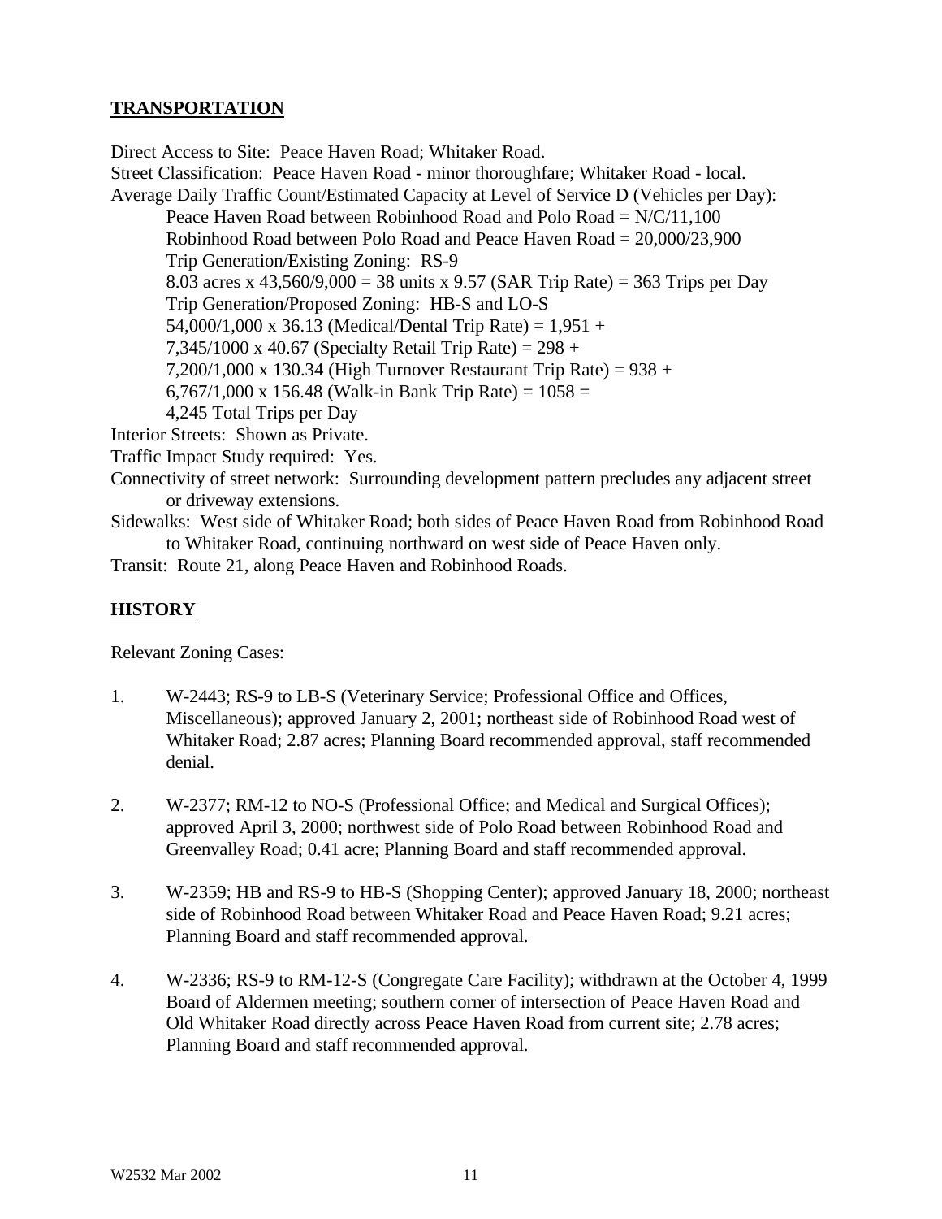## TRANSPORTATION

Direct Access to Site: Peace Haven Road; Whitaker Road.
Street Classification: Peace Haven Road - minor thoroughfare; Whitaker Road - local.
Average Daily Traffic Count/Estimated Capacity at Level of Service D (Vehicles per Day):

Peace Haven Road between Robinhood Road and Polo Road = N/C/11,100
Robinhood Road between Polo Road and Peace Haven Road = 20,000/23,900
Trip Generation/Existing Zoning: RS-9
8.03 acres x 43,560/9,000 = 38 units x 9.57 (SAR Trip Rate) = 363 Trips per Day
Trip Generation/Proposed Zoning: HB-S and LO-S
54,000/1,000 x 36.13 (Medical/Dental Trip Rate) = 1,951 +
7,345/1000 x 40.67 (Specialty Retail Trip Rate) = 298 +
7,200/1,000 x 130.34 (High Turnover Restaurant Trip Rate) = 938 +
6,767/1,000 x 156.48 (Walk-in Bank Trip Rate) = 1058 =
4,245 Total Trips per Day

Interior Streets: Shown as Private.
Traffic Impact Study required: Yes.
Connectivity of street network: Surrounding development pattern precludes any adjacent street or driveway extensions.
Sidewalks: West side of Whitaker Road; both sides of Peace Haven Road from Robinhood Road to Whitaker Road, continuing northward on west side of Peace Haven only.
Transit: Route 21, along Peace Haven and Robinhood Roads.

## HISTORY

Relevant Zoning Cases:

1. W-2443; RS-9 to LB-S (Veterinary Service; Professional Office and Offices, Miscellaneous); approved January 2, 2001; northeast side of Robinhood Road west of Whitaker Road; 2.87 acres; Planning Board recommended approval, staff recommended denial.

2. W-2377; RM-12 to NO-S (Professional Office; and Medical and Surgical Offices); approved April 3, 2000; northwest side of Polo Road between Robinhood Road and Greenvalley Road; 0.41 acre; Planning Board and staff recommended approval.

3. W-2359; HB and RS-9 to HB-S (Shopping Center); approved January 18, 2000; northeast side of Robinhood Road between Whitaker Road and Peace Haven Road; 9.21 acres; Planning Board and staff recommended approval.

4. W-2336; RS-9 to RM-12-S (Congregate Care Facility); withdrawn at the October 4, 1999 Board of Aldermen meeting; southern corner of intersection of Peace Haven Road and Old Whitaker Road directly across Peace Haven Road from current site; 2.78 acres; Planning Board and staff recommended approval.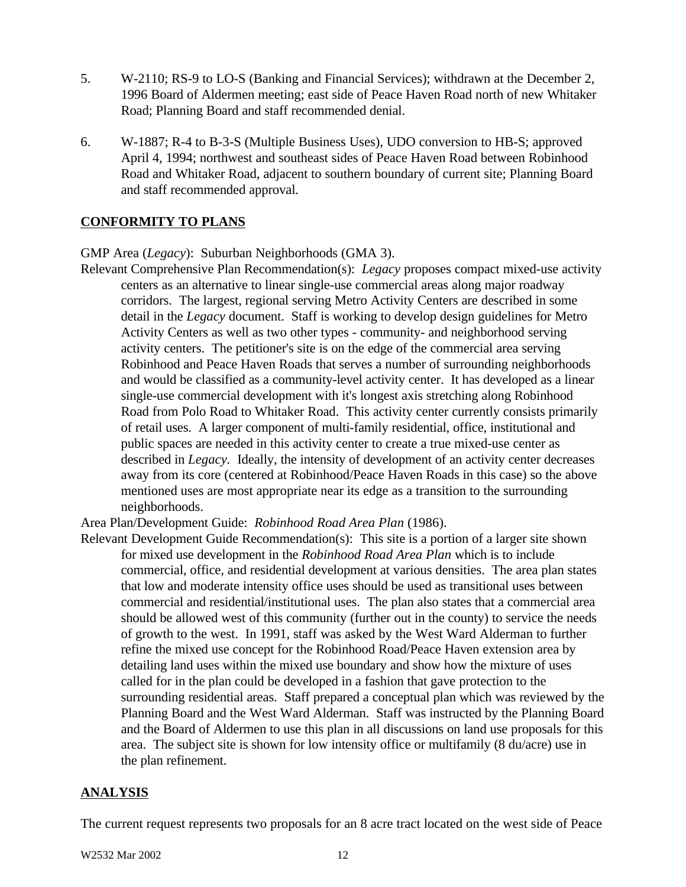5. W-2110; RS-9 to LO-S (Banking and Financial Services); withdrawn at the December 2, 1996 Board of Aldermen meeting; east side of Peace Haven Road north of new Whitaker Road; Planning Board and staff recommended denial.

6. W-1887; R-4 to B-3-S (Multiple Business Uses), UDO conversion to HB-S; approved April 4, 1994; northwest and southeast sides of Peace Haven Road between Robinhood Road and Whitaker Road, adjacent to southern boundary of current site; Planning Board and staff recommended approval.

## CONFORMITY TO PLANS

GMP Area (*Legacy*): Suburban Neighborhoods (GMA 3).

Relevant Comprehensive Plan Recommendation(s): *Legacy* proposes compact mixed-use activity centers as an alternative to linear single-use commercial areas along major roadway corridors. The largest, regional serving Metro Activity Centers are described in some detail in the *Legacy* document. Staff is working to develop design guidelines for Metro Activity Centers as well as two other types - community- and neighborhood serving activity centers. The petitioner's site is on the edge of the commercial area serving Robinhood and Peace Haven Roads that serves a number of surrounding neighborhoods and would be classified as a community-level activity center. It has developed as a linear single-use commercial development with it's longest axis stretching along Robinhood Road from Polo Road to Whitaker Road. This activity center currently consists primarily of retail uses. A larger component of multi-family residential, office, institutional and public spaces are needed in this activity center to create a true mixed-use center as described in *Legacy.* Ideally, the intensity of development of an activity center decreases away from its core (centered at Robinhood/Peace Haven Roads in this case) so the above mentioned uses are most appropriate near its edge as a transition to the surrounding neighborhoods.

Area Plan/Development Guide: *Robinhood Road Area Plan* (1986).

Relevant Development Guide Recommendation(s): This site is a portion of a larger site shown for mixed use development in the *Robinhood Road Area Plan* which is to include commercial, office, and residential development at various densities. The area plan states that low and moderate intensity office uses should be used as transitional uses between commercial and residential/institutional uses. The plan also states that a commercial area should be allowed west of this community (further out in the county) to service the needs of growth to the west. In 1991, staff was asked by the West Ward Alderman to further refine the mixed use concept for the Robinhood Road/Peace Haven extension area by detailing land uses within the mixed use boundary and show how the mixture of uses called for in the plan could be developed in a fashion that gave protection to the surrounding residential areas. Staff prepared a conceptual plan which was reviewed by the Planning Board and the West Ward Alderman. Staff was instructed by the Planning Board and the Board of Aldermen to use this plan in all discussions on land use proposals for this area. The subject site is shown for low intensity office or multifamily (8 du/acre) use in the plan refinement.

## ANALYSIS

The current request represents two proposals for an 8 acre tract located on the west side of Peace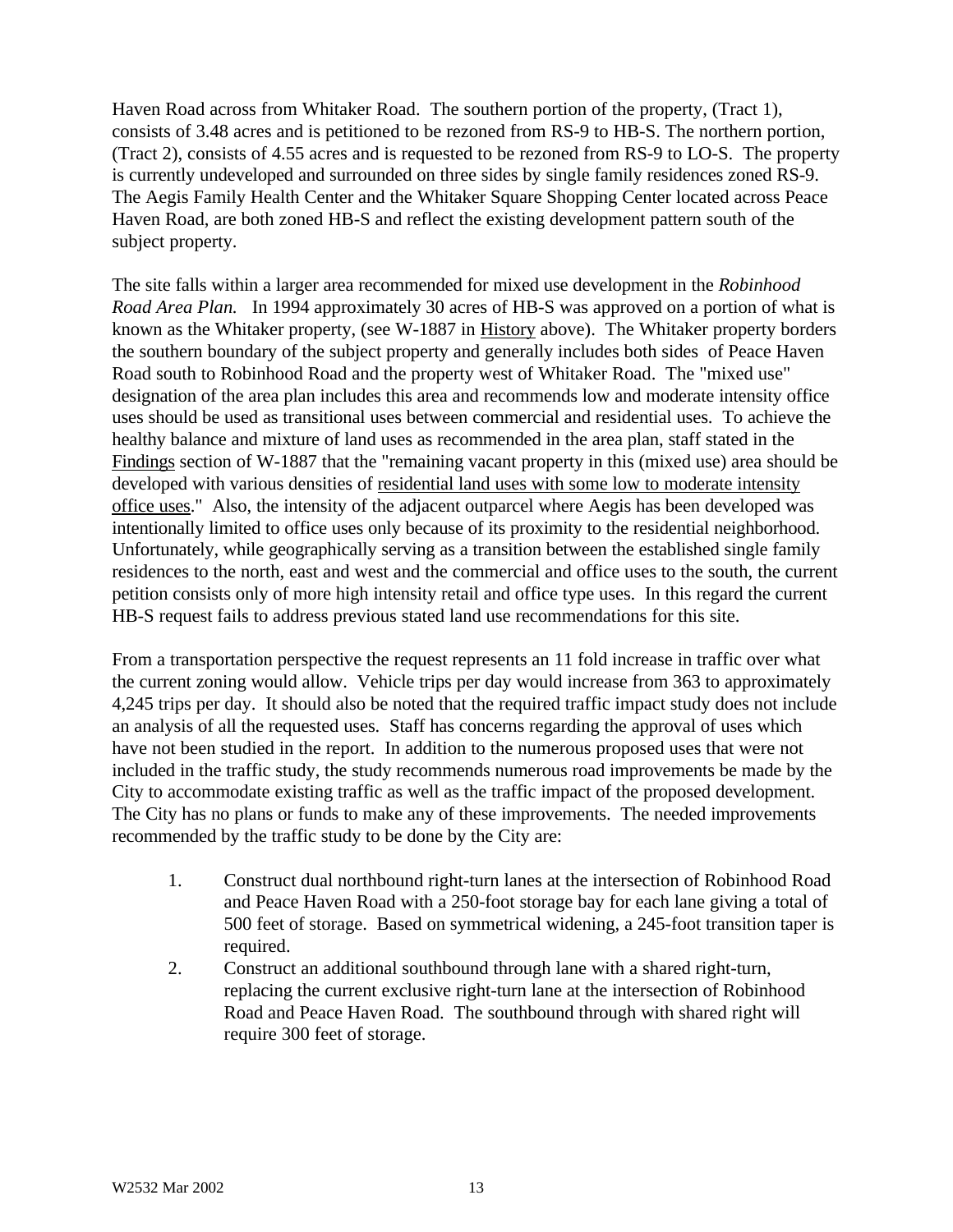Haven Road across from Whitaker Road. The southern portion of the property, (Tract 1), consists of 3.48 acres and is petitioned to be rezoned from RS-9 to HB-S. The northern portion, (Tract 2), consists of 4.55 acres and is requested to be rezoned from RS-9 to LO-S. The property is currently undeveloped and surrounded on three sides by single family residences zoned RS-9. The Aegis Family Health Center and the Whitaker Square Shopping Center located across Peace Haven Road, are both zoned HB-S and reflect the existing development pattern south of the subject property.

The site falls within a larger area recommended for mixed use development in the *Robinhood Road Area Plan.* In 1994 approximately 30 acres of HB-S was approved on a portion of what is known as the Whitaker property, (see W-1887 in <u>History</u> above). The Whitaker property borders the southern boundary of the subject property and generally includes both sides of Peace Haven Road south to Robinhood Road and the property west of Whitaker Road. The "mixed use" designation of the area plan includes this area and recommends low and moderate intensity office uses should be used as transitional uses between commercial and residential uses. To achieve the healthy balance and mixture of land uses as recommended in the area plan, staff stated in the <u>Findings</u> section of W-1887 that the "remaining vacant property in this (mixed use) area should be developed with various densities of <u>residential land uses with some low to moderate intensity office uses</u>." Also, the intensity of the adjacent outparcel where Aegis has been developed was intentionally limited to office uses only because of its proximity to the residential neighborhood. Unfortunately, while geographically serving as a transition between the established single family residences to the north, east and west and the commercial and office uses to the south, the current petition consists only of more high intensity retail and office type uses. In this regard the current HB-S request fails to address previous stated land use recommendations for this site.

From a transportation perspective the request represents an 11 fold increase in traffic over what the current zoning would allow. Vehicle trips per day would increase from 363 to approximately 4,245 trips per day. It should also be noted that the required traffic impact study does not include an analysis of all the requested uses. Staff has concerns regarding the approval of uses which have not been studied in the report. In addition to the numerous proposed uses that were not included in the traffic study, the study recommends numerous road improvements be made by the City to accommodate existing traffic as well as the traffic impact of the proposed development. The City has no plans or funds to make any of these improvements. The needed improvements recommended by the traffic study to be done by the City are:

1. Construct dual northbound right-turn lanes at the intersection of Robinhood Road and Peace Haven Road with a 250-foot storage bay for each lane giving a total of 500 feet of storage. Based on symmetrical widening, a 245-foot transition taper is required.
2. Construct an additional southbound through lane with a shared right-turn, replacing the current exclusive right-turn lane at the intersection of Robinhood Road and Peace Haven Road. The southbound through with shared right will require 300 feet of storage.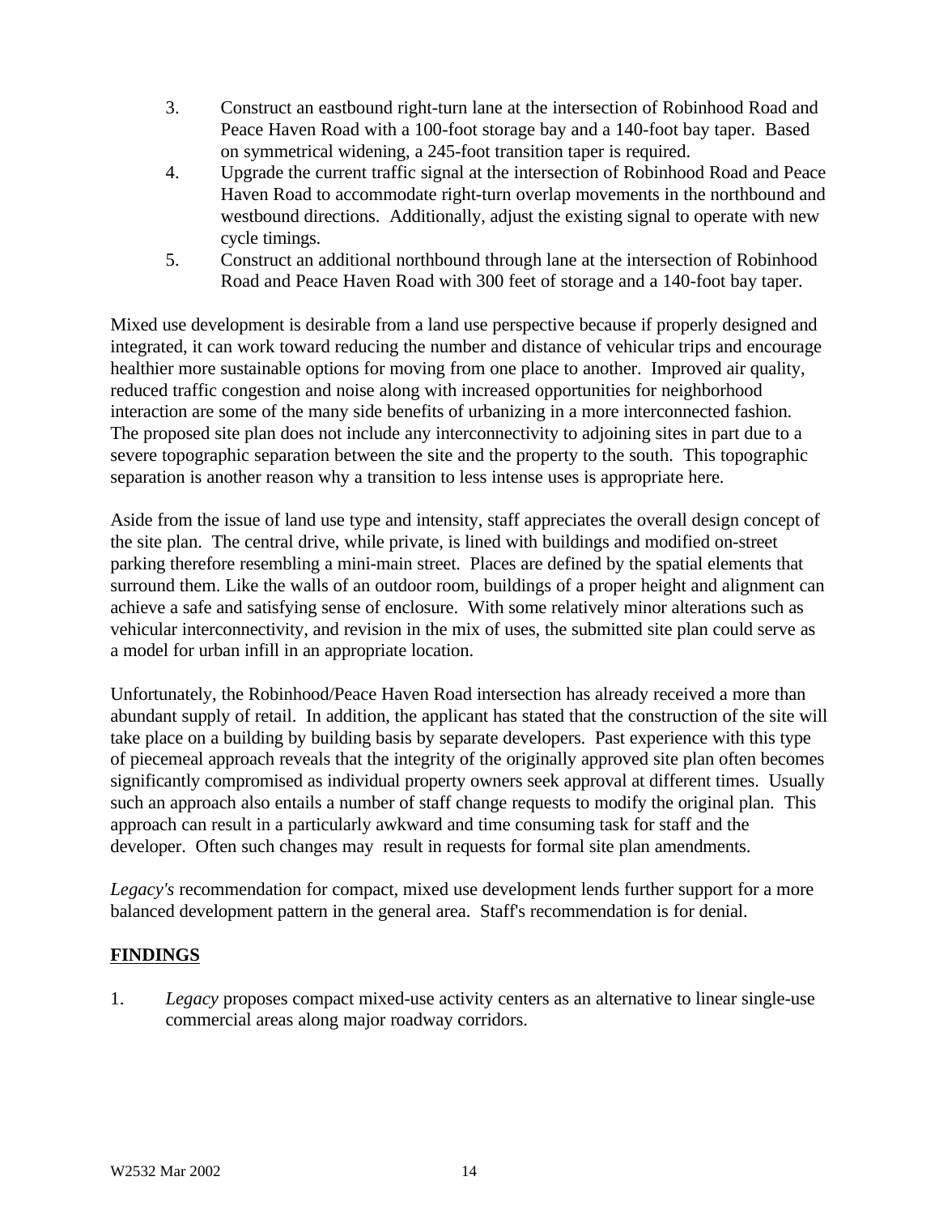3. Construct an eastbound right-turn lane at the intersection of Robinhood Road and Peace Haven Road with a 100-foot storage bay and a 140-foot bay taper. Based on symmetrical widening, a 245-foot transition taper is required.
4. Upgrade the current traffic signal at the intersection of Robinhood Road and Peace Haven Road to accommodate right-turn overlap movements in the northbound and westbound directions. Additionally, adjust the existing signal to operate with new cycle timings.
5. Construct an additional northbound through lane at the intersection of Robinhood Road and Peace Haven Road with 300 feet of storage and a 140-foot bay taper.

Mixed use development is desirable from a land use perspective because if properly designed and integrated, it can work toward reducing the number and distance of vehicular trips and encourage healthier more sustainable options for moving from one place to another. Improved air quality, reduced traffic congestion and noise along with increased opportunities for neighborhood interaction are some of the many side benefits of urbanizing in a more interconnected fashion. The proposed site plan does not include any interconnectivity to adjoining sites in part due to a severe topographic separation between the site and the property to the south. This topographic separation is another reason why a transition to less intense uses is appropriate here.

Aside from the issue of land use type and intensity, staff appreciates the overall design concept of the site plan. The central drive, while private, is lined with buildings and modified on-street parking therefore resembling a mini-main street. Places are defined by the spatial elements that surround them. Like the walls of an outdoor room, buildings of a proper height and alignment can achieve a safe and satisfying sense of enclosure. With some relatively minor alterations such as vehicular interconnectivity, and revision in the mix of uses, the submitted site plan could serve as a model for urban infill in an appropriate location.

Unfortunately, the Robinhood/Peace Haven Road intersection has already received a more than abundant supply of retail. In addition, the applicant has stated that the construction of the site will take place on a building by building basis by separate developers. Past experience with this type of piecemeal approach reveals that the integrity of the originally approved site plan often becomes significantly compromised as individual property owners seek approval at different times. Usually such an approach also entails a number of staff change requests to modify the original plan. This approach can result in a particularly awkward and time consuming task for staff and the developer. Often such changes may result in requests for formal site plan amendments.

*Legacy's* recommendation for compact, mixed use development lends further support for a more balanced development pattern in the general area. Staff's recommendation is for denial.

## FINDINGS

1. *Legacy* proposes compact mixed-use activity centers as an alternative to linear single-use commercial areas along major roadway corridors.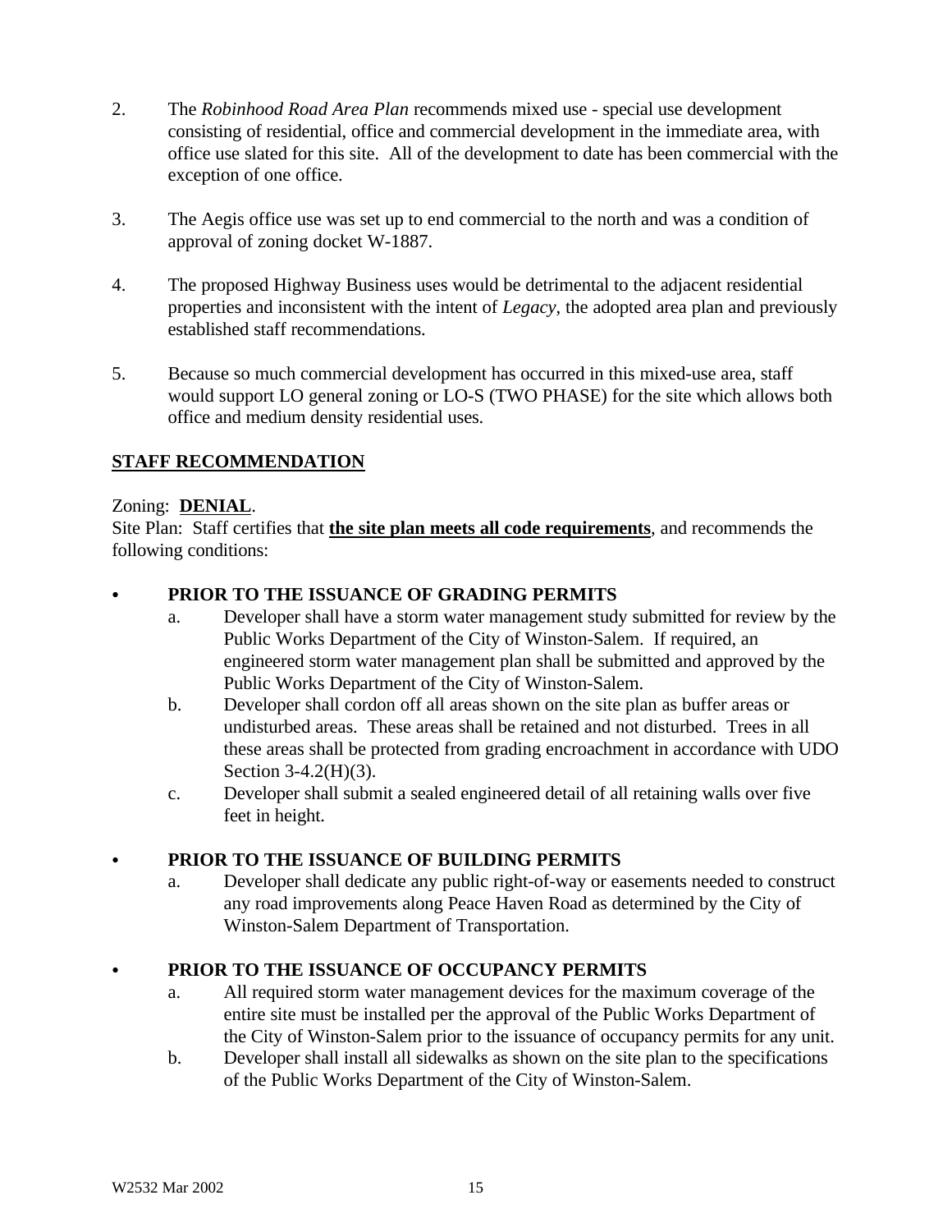2. The *Robinhood Road Area Plan* recommends mixed use - special use development consisting of residential, office and commercial development in the immediate area, with office use slated for this site. All of the development to date has been commercial with the exception of one office.

3. The Aegis office use was set up to end commercial to the north and was a condition of approval of zoning docket W-1887.

4. The proposed Highway Business uses would be detrimental to the adjacent residential properties and inconsistent with the intent of *Legacy*, the adopted area plan and previously established staff recommendations.

5. Because so much commercial development has occurred in this mixed-use area, staff would support LO general zoning or LO-S (TWO PHASE) for the site which allows both office and medium density residential uses.

**STAFF RECOMMENDATION**

Zoning: **DENIAL**.
Site Plan: Staff certifies that **the site plan meets all code requirements**, and recommends the following conditions:

- **PRIOR TO THE ISSUANCE OF GRADING PERMITS**
  a. Developer shall have a storm water management study submitted for review by the Public Works Department of the City of Winston-Salem. If required, an engineered storm water management plan shall be submitted and approved by the Public Works Department of the City of Winston-Salem.
  b. Developer shall cordon off all areas shown on the site plan as buffer areas or undisturbed areas. These areas shall be retained and not disturbed. Trees in all these areas shall be protected from grading encroachment in accordance with UDO Section 3-4.2(H)(3).
  c. Developer shall submit a sealed engineered detail of all retaining walls over five feet in height.

- **PRIOR TO THE ISSUANCE OF BUILDING PERMITS**
  a. Developer shall dedicate any public right-of-way or easements needed to construct any road improvements along Peace Haven Road as determined by the City of Winston-Salem Department of Transportation.

- **PRIOR TO THE ISSUANCE OF OCCUPANCY PERMITS**
  a. All required storm water management devices for the maximum coverage of the entire site must be installed per the approval of the Public Works Department of the City of Winston-Salem prior to the issuance of occupancy permits for any unit.
  b. Developer shall install all sidewalks as shown on the site plan to the specifications of the Public Works Department of the City of Winston-Salem.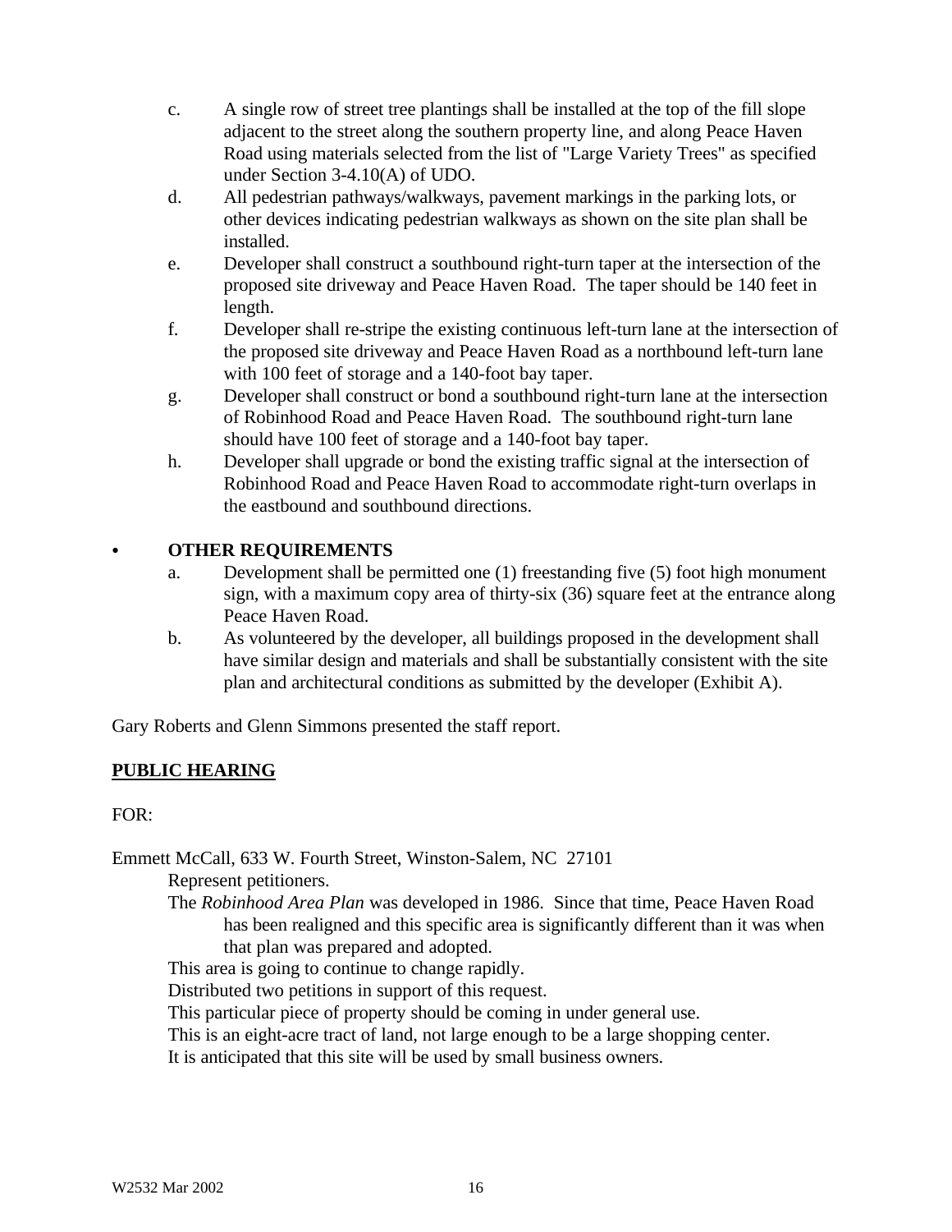c. A single row of street tree plantings shall be installed at the top of the fill slope adjacent to the street along the southern property line, and along Peace Haven Road using materials selected from the list of "Large Variety Trees" as specified under Section 3-4.10(A) of UDO.

d. All pedestrian pathways/walkways, pavement markings in the parking lots, or other devices indicating pedestrian walkways as shown on the site plan shall be installed.

e. Developer shall construct a southbound right-turn taper at the intersection of the proposed site driveway and Peace Haven Road. The taper should be 140 feet in length.

f. Developer shall re-stripe the existing continuous left-turn lane at the intersection of the proposed site driveway and Peace Haven Road as a northbound left-turn lane with 100 feet of storage and a 140-foot bay taper.

g. Developer shall construct or bond a southbound right-turn lane at the intersection of Robinhood Road and Peace Haven Road. The southbound right-turn lane should have 100 feet of storage and a 140-foot bay taper.

h. Developer shall upgrade or bond the existing traffic signal at the intersection of Robinhood Road and Peace Haven Road to accommodate right-turn overlaps in the eastbound and southbound directions.

- **OTHER REQUIREMENTS**

  a. Development shall be permitted one (1) freestanding five (5) foot high monument sign, with a maximum copy area of thirty-six (36) square feet at the entrance along Peace Haven Road.

  b. As volunteered by the developer, all buildings proposed in the development shall have similar design and materials and shall be substantially consistent with the site plan and architectural conditions as submitted by the developer (Exhibit A).

Gary Roberts and Glenn Simmons presented the staff report.

**PUBLIC HEARING**

FOR:

Emmett McCall, 633 W. Fourth Street, Winston-Salem, NC 27101

Represent petitioners.

The *Robinhood Area Plan* was developed in 1986. Since that time, Peace Haven Road has been realigned and this specific area is significantly different than it was when that plan was prepared and adopted.

This area is going to continue to change rapidly.

Distributed two petitions in support of this request.

This particular piece of property should be coming in under general use.

This is an eight-acre tract of land, not large enough to be a large shopping center.

It is anticipated that this site will be used by small business owners.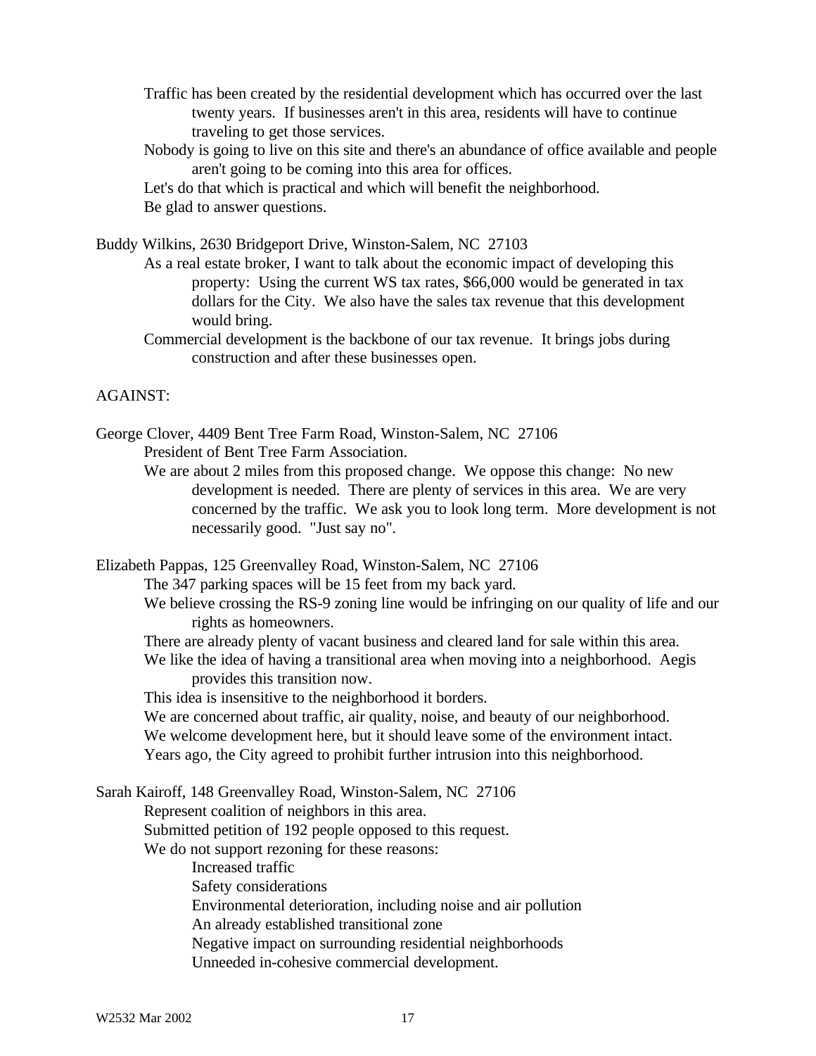Traffic has been created by the residential development which has occurred over the last twenty years. If businesses aren't in this area, residents will have to continue traveling to get those services.

Nobody is going to live on this site and there's an abundance of office available and people aren't going to be coming into this area for offices.

Let's do that which is practical and which will benefit the neighborhood.

Be glad to answer questions.

Buddy Wilkins, 2630 Bridgeport Drive, Winston-Salem, NC 27103

As a real estate broker, I want to talk about the economic impact of developing this property: Using the current WS tax rates, $66,000 would be generated in tax dollars for the City. We also have the sales tax revenue that this development would bring.

Commercial development is the backbone of our tax revenue. It brings jobs during construction and after these businesses open.

AGAINST:

George Clover, 4409 Bent Tree Farm Road, Winston-Salem, NC 27106

President of Bent Tree Farm Association.

We are about 2 miles from this proposed change. We oppose this change: No new development is needed. There are plenty of services in this area. We are very concerned by the traffic. We ask you to look long term. More development is not necessarily good. "Just say no".

Elizabeth Pappas, 125 Greenvalley Road, Winston-Salem, NC 27106

The 347 parking spaces will be 15 feet from my back yard.

We believe crossing the RS-9 zoning line would be infringing on our quality of life and our rights as homeowners.

There are already plenty of vacant business and cleared land for sale within this area.

We like the idea of having a transitional area when moving into a neighborhood. Aegis provides this transition now.

This idea is insensitive to the neighborhood it borders.

We are concerned about traffic, air quality, noise, and beauty of our neighborhood.

We welcome development here, but it should leave some of the environment intact.

Years ago, the City agreed to prohibit further intrusion into this neighborhood.

Sarah Kairoff, 148 Greenvalley Road, Winston-Salem, NC 27106

Represent coalition of neighbors in this area.

Submitted petition of 192 people opposed to this request.

We do not support rezoning for these reasons:

- Increased traffic
- Safety considerations
- Environmental deterioration, including noise and air pollution
- An already established transitional zone
- Negative impact on surrounding residential neighborhoods
- Unneeded in-cohesive commercial development.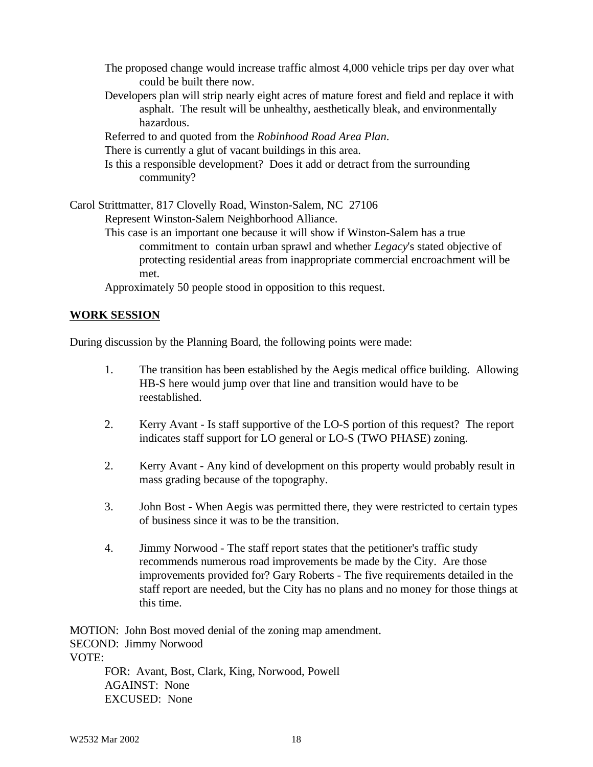The proposed change would increase traffic almost 4,000 vehicle trips per day over what could be built there now.

Developers plan will strip nearly eight acres of mature forest and field and replace it with asphalt. The result will be unhealthy, aesthetically bleak, and environmentally hazardous.

Referred to and quoted from the *Robinhood Road Area Plan*.

There is currently a glut of vacant buildings in this area.

Is this a responsible development? Does it add or detract from the surrounding community?

Carol Strittmatter, 817 Clovelly Road, Winston-Salem, NC 27106

Represent Winston-Salem Neighborhood Alliance.

This case is an important one because it will show if Winston-Salem has a true commitment to contain urban sprawl and whether *Legacy*'s stated objective of protecting residential areas from inappropriate commercial encroachment will be met.

Approximately 50 people stood in opposition to this request.

**WORK SESSION**

During discussion by the Planning Board, the following points were made:

1. The transition has been established by the Aegis medical office building. Allowing HB-S here would jump over that line and transition would have to be reestablished.

2. Kerry Avant - Is staff supportive of the LO-S portion of this request? The report indicates staff support for LO general or LO-S (TWO PHASE) zoning.

2. Kerry Avant - Any kind of development on this property would probably result in mass grading because of the topography.

3. John Bost - When Aegis was permitted there, they were restricted to certain types of business since it was to be the transition.

4. Jimmy Norwood - The staff report states that the petitioner's traffic study recommends numerous road improvements be made by the City. Are those improvements provided for? Gary Roberts - The five requirements detailed in the staff report are needed, but the City has no plans and no money for those things at this time.

MOTION: John Bost moved denial of the zoning map amendment.
SECOND: Jimmy Norwood
VOTE:
FOR: Avant, Bost, Clark, King, Norwood, Powell
AGAINST: None
EXCUSED: None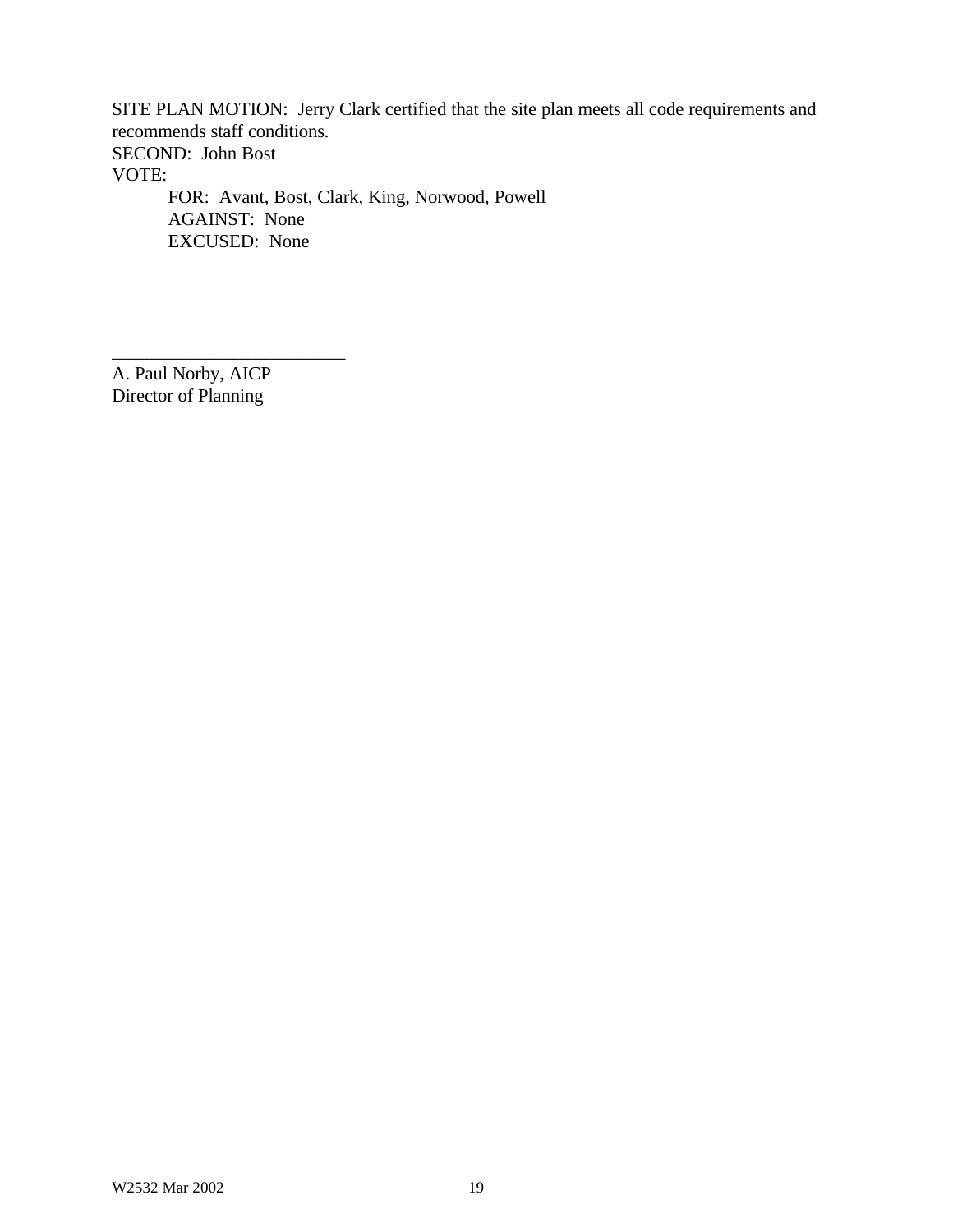SITE PLAN MOTION:  Jerry Clark certified that the site plan meets all code requirements and recommends staff conditions.
SECOND:  John Bost
VOTE:

FOR:  Avant, Bost, Clark, King, Norwood, Powell
AGAINST:  None
EXCUSED:  None

_________________________
A. Paul Norby, AICP
Director of Planning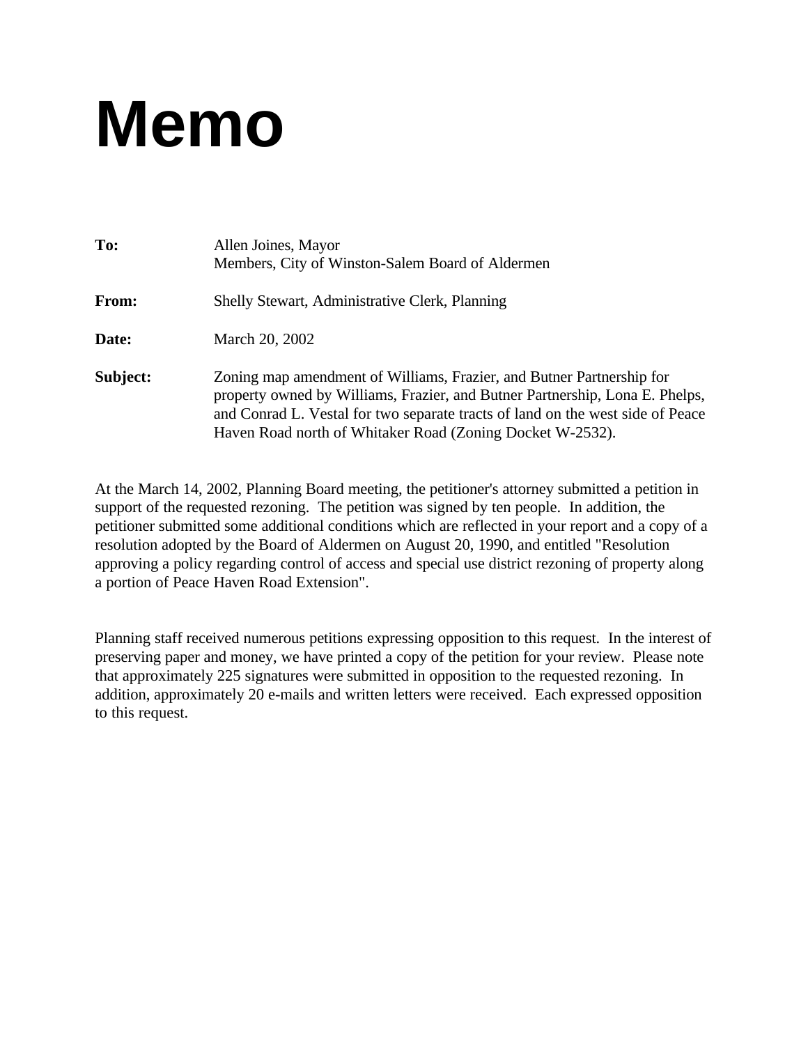# Memo

**To:** Allen Joines, Mayor
Members, City of Winston-Salem Board of Aldermen

**From:** Shelly Stewart, Administrative Clerk, Planning

**Date:** March 20, 2002

**Subject:** Zoning map amendment of Williams, Frazier, and Butner Partnership for property owned by Williams, Frazier, and Butner Partnership, Lona E. Phelps, and Conrad L. Vestal for two separate tracts of land on the west side of Peace Haven Road north of Whitaker Road (Zoning Docket W-2532).

At the March 14, 2002, Planning Board meeting, the petitioner's attorney submitted a petition in support of the requested rezoning. The petition was signed by ten people. In addition, the petitioner submitted some additional conditions which are reflected in your report and a copy of a resolution adopted by the Board of Aldermen on August 20, 1990, and entitled "Resolution approving a policy regarding control of access and special use district rezoning of property along a portion of Peace Haven Road Extension".

Planning staff received numerous petitions expressing opposition to this request. In the interest of preserving paper and money, we have printed a copy of the petition for your review. Please note that approximately 225 signatures were submitted in opposition to the requested rezoning. In addition, approximately 20 e-mails and written letters were received. Each expressed opposition to this request.